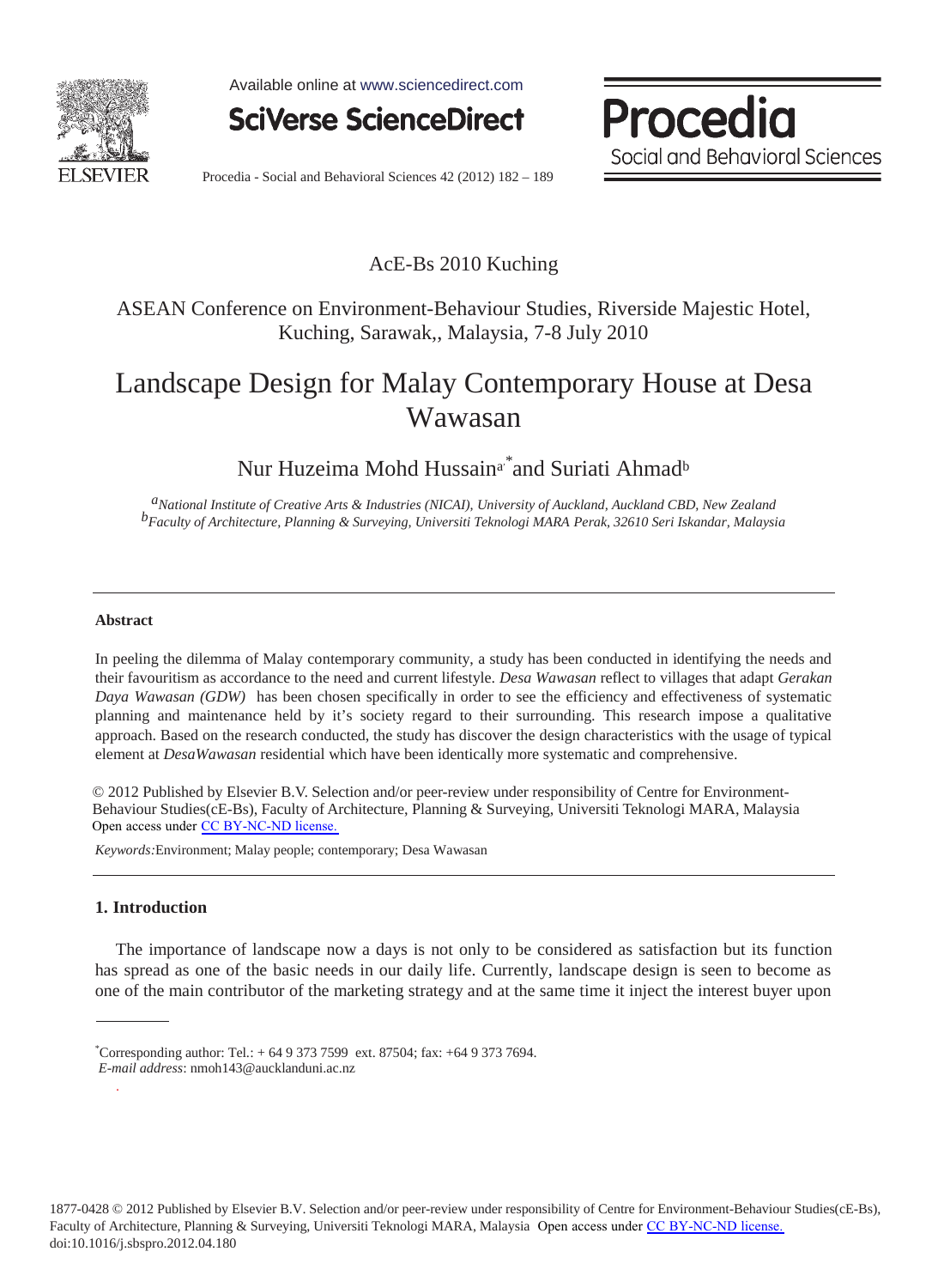AcE-Bs 2010 Kuching

ASEAN Conference on Environment-Behaviour Studies, Riverside Majestic Hotel, Kuching, Sarawak,, Malaysia, 7-8 July 2010

# Landscape Design for Malay Contemporary House at Desa Wawasan

Nur Huzeima Mohd Hussain[a*] and Suriati Ahmad[b]

[a]*National Institute of Creative Arts & Industries (NICAI), University of Auckland, Auckland CBD, New Zealand*
[b]*Faculty of Architecture, Planning & Surveying, Universiti Teknologi MARA Perak, 32610 Seri Iskandar, Malaysia*

---

**Abstract**

In peeling the dilemma of Malay contemporary community, a study has been conducted in identifying the needs and their favouritism as accordance to the need and current lifestyle. *Desa Wawasan* reflect to villages that adapt *Gerakan Daya Wawasan (GDW)* has been chosen specifically in order to see the efficiency and effectiveness of systematic planning and maintenance held by it's society regard to their surrounding. This research impose a qualitative approach. Based on the research conducted, the study has discover the design characteristics with the usage of typical element at *DesaWawasan* residential which have been identically more systematic and comprehensive.

© 2012 Published by Elsevier B.V. Selection and/or peer-review under responsibility of Centre for Environment-Behaviour Studies(cE-Bs), Faculty of Architecture, Planning & Surveying, Universiti Teknologi MARA, Malaysia
Open access under CC BY-NC-ND license.

*Keywords:* Environment; Malay people; contemporary; Desa Wawasan

---

## 1. Introduction

The importance of landscape now a days is not only to be considered as satisfaction but its function has spread as one of the basic needs in our daily life. Currently, landscape design is seen to become as one of the main contributor of the marketing strategy and at the same time it inject the interest buyer upon

---

*Corresponding author: Tel.: + 64 9 373 7599 ext. 87504; fax: +64 9 373 7694.
*E-mail address*: nmoh143@aucklanduni.ac.nz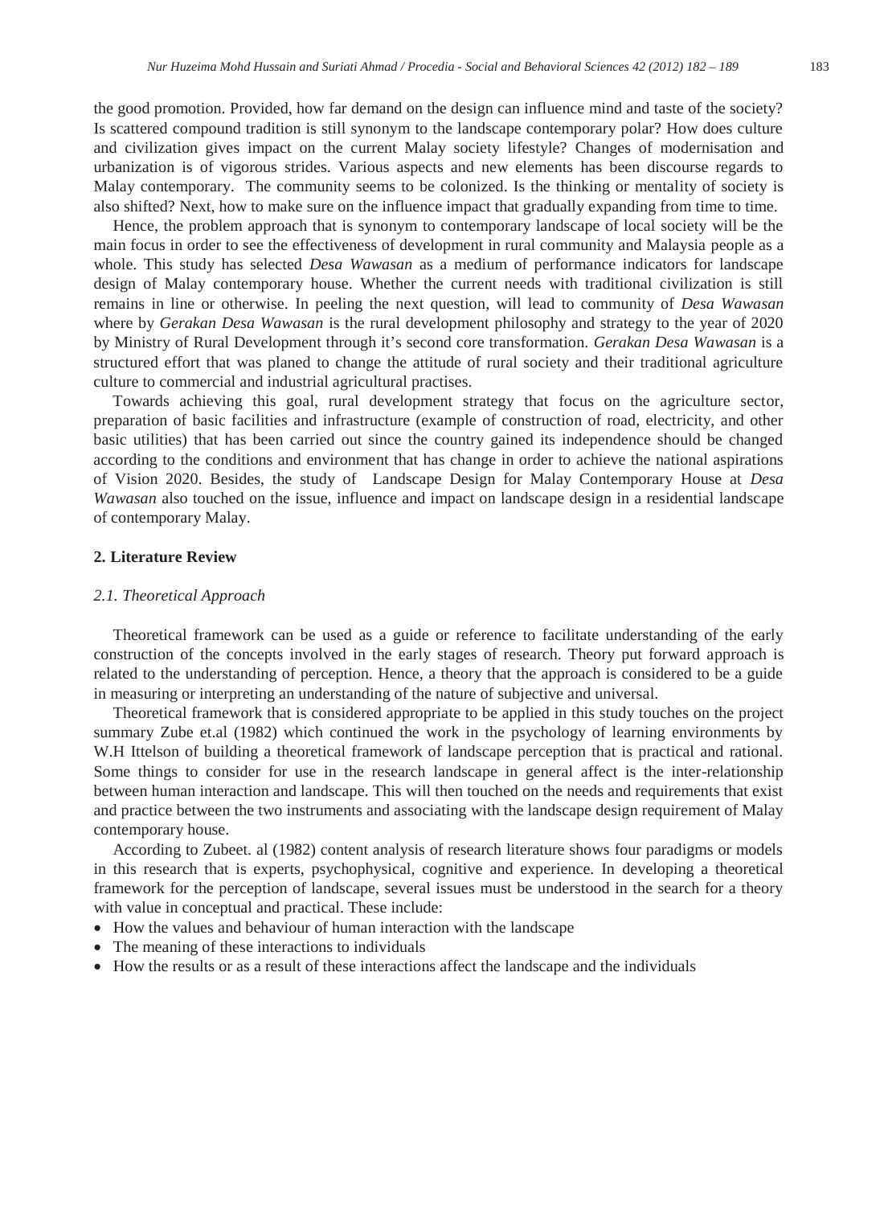the good promotion. Provided, how far demand on the design can influence mind and taste of the society? Is scattered compound tradition is still synonym to the landscape contemporary polar? How does culture and civilization gives impact on the current Malay society lifestyle? Changes of modernisation and urbanization is of vigorous strides. Various aspects and new elements has been discourse regards to Malay contemporary. The community seems to be colonized. Is the thinking or mentality of society is also shifted? Next, how to make sure on the influence impact that gradually expanding from time to time.

Hence, the problem approach that is synonym to contemporary landscape of local society will be the main focus in order to see the effectiveness of development in rural community and Malaysia people as a whole. This study has selected *Desa Wawasan* as a medium of performance indicators for landscape design of Malay contemporary house. Whether the current needs with traditional civilization is still remains in line or otherwise. In peeling the next question, will lead to community of *Desa Wawasan* where by *Gerakan Desa Wawasan* is the rural development philosophy and strategy to the year of 2020 by Ministry of Rural Development through it's second core transformation. *Gerakan Desa Wawasan* is a structured effort that was planed to change the attitude of rural society and their traditional agriculture culture to commercial and industrial agricultural practises.

Towards achieving this goal, rural development strategy that focus on the agriculture sector, preparation of basic facilities and infrastructure (example of construction of road, electricity, and other basic utilities) that has been carried out since the country gained its independence should be changed according to the conditions and environment that has change in order to achieve the national aspirations of Vision 2020. Besides, the study of Landscape Design for Malay Contemporary House at *Desa Wawasan* also touched on the issue, influence and impact on landscape design in a residential landscape of contemporary Malay.

## 2. Literature Review

### *2.1. Theoretical Approach*

Theoretical framework can be used as a guide or reference to facilitate understanding of the early construction of the concepts involved in the early stages of research. Theory put forward approach is related to the understanding of perception. Hence, a theory that the approach is considered to be a guide in measuring or interpreting an understanding of the nature of subjective and universal.

Theoretical framework that is considered appropriate to be applied in this study touches on the project summary Zube et.al (1982) which continued the work in the psychology of learning environments by W.H Ittelson of building a theoretical framework of landscape perception that is practical and rational. Some things to consider for use in the research landscape in general affect is the inter-relationship between human interaction and landscape. This will then touched on the needs and requirements that exist and practice between the two instruments and associating with the landscape design requirement of Malay contemporary house.

According to Zubeet. al (1982) content analysis of research literature shows four paradigms or models in this research that is experts, psychophysical, cognitive and experience. In developing a theoretical framework for the perception of landscape, several issues must be understood in the search for a theory with value in conceptual and practical. These include:

- How the values and behaviour of human interaction with the landscape
- The meaning of these interactions to individuals
- How the results or as a result of these interactions affect the landscape and the individuals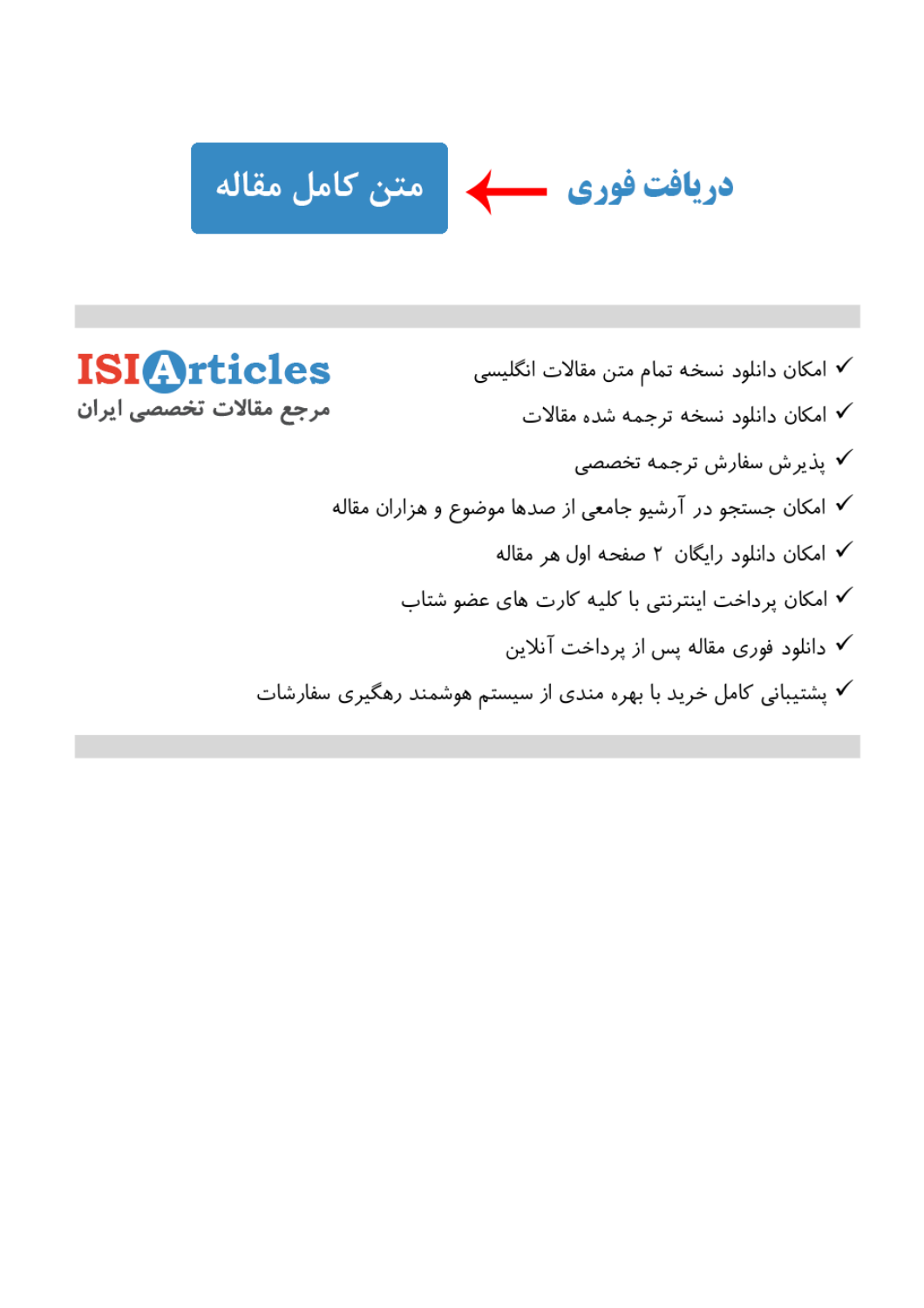دریافت فوری ← متن کامل مقاله

**ISIArticles**
مرجع مقالات تخصصی ایران

- ✓ امکان دانلود نسخه تمام متن مقالات انگلیسی
- ✓ امکان دانلود نسخه ترجمه شده مقالات
- ✓ پذیرش سفارش ترجمه تخصصی
- ✓ امکان جستجو در آرشیو جامعی از صدها موضوع و هزاران مقاله
- ✓ امکان دانلود رایگان ۲ صفحه اول هر مقاله
- ✓ امکان پرداخت اینترنتی با کلیه کارت های عضو شتاب
- ✓ دانلود فوری مقاله پس از پرداخت آنلاین
- ✓ پشتیبانی کامل خرید با بهره مندی از سیستم هوشمند رهگیری سفارشات